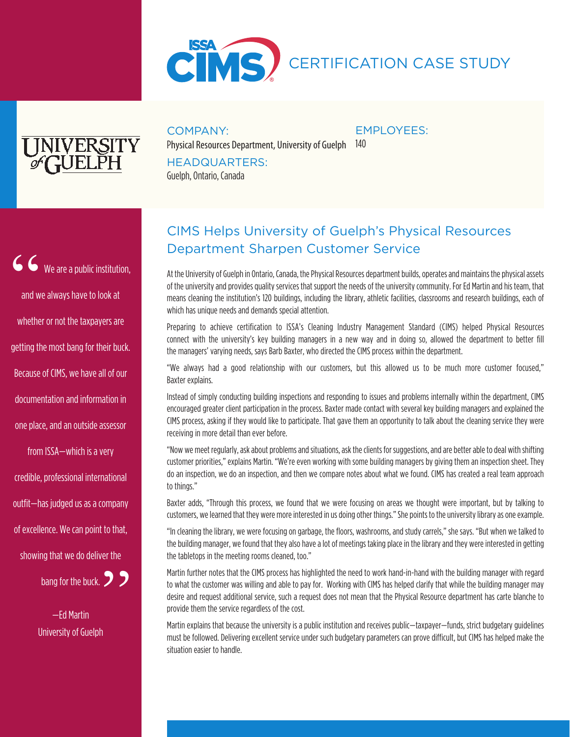ISSA CIMS CERTIFICATION CASE STUDY

UNIVERSITY of GUELPH

COMPANY:
Physical Resources Department, University of Guelph

EMPLOYEES:
140

HEADQUARTERS:
Guelph, Ontario, Canada

> "We are a public institution, and we always have to look at whether or not the taxpayers are getting the most bang for their buck. Because of CIMS, we have all of our documentation and information in one place, and an outside assessor from ISSA—which is a very credible, professional international outfit—has judged us as a company of excellence. We can point to that, showing that we do deliver the bang for the buck."
>
> —Ed Martin
> University of Guelph

## CIMS Helps University of Guelph's Physical Resources Department Sharpen Customer Service

At the University of Guelph in Ontario, Canada, the Physical Resources department builds, operates and maintains the physical assets of the university and provides quality services that support the needs of the university community. For Ed Martin and his team, that means cleaning the institution's 120 buildings, including the library, athletic facilities, classrooms and research buildings, each of which has unique needs and demands special attention.

Preparing to achieve certification to ISSA's Cleaning Industry Management Standard (CIMS) helped Physical Resources connect with the university's key building managers in a new way and in doing so, allowed the department to better fill the managers' varying needs, says Barb Baxter, who directed the CIMS process within the department.

"We always had a good relationship with our customers, but this allowed us to be much more customer focused," Baxter explains.

Instead of simply conducting building inspections and responding to issues and problems internally within the department, CIMS encouraged greater client participation in the process. Baxter made contact with several key building managers and explained the CIMS process, asking if they would like to participate. That gave them an opportunity to talk about the cleaning service they were receiving in more detail than ever before.

"Now we meet regularly, ask about problems and situations, ask the clients for suggestions, and are better able to deal with shifting customer priorities," explains Martin. "We're even working with some building managers by giving them an inspection sheet. They do an inspection, we do an inspection, and then we compare notes about what we found. CIMS has created a real team approach to things."

Baxter adds, "Through this process, we found that we were focusing on areas we thought were important, but by talking to customers, we learned that they were more interested in us doing other things." She points to the university library as one example.

"In cleaning the library, we were focusing on garbage, the floors, washrooms, and study carrels," she says. "But when we talked to the building manager, we found that they also have a lot of meetings taking place in the library and they were interested in getting the tabletops in the meeting rooms cleaned, too."

Martin further notes that the CIMS process has highlighted the need to work hand-in-hand with the building manager with regard to what the customer was willing and able to pay for. Working with CIMS has helped clarify that while the building manager may desire and request additional service, such a request does not mean that the Physical Resource department has carte blanche to provide them the service regardless of the cost.

Martin explains that because the university is a public institution and receives public—taxpayer—funds, strict budgetary guidelines must be followed. Delivering excellent service under such budgetary parameters can prove difficult, but CIMS has helped make the situation easier to handle.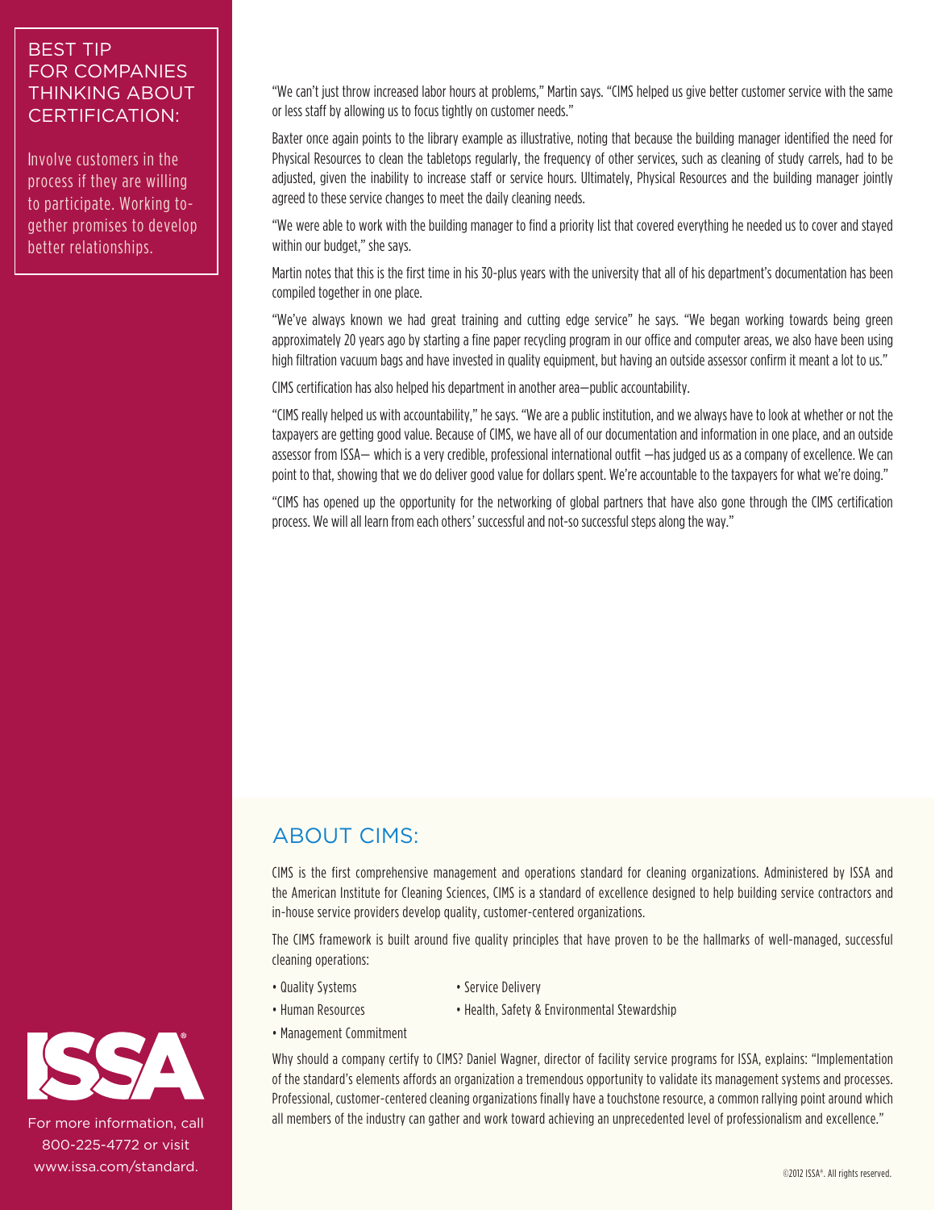## BEST TIP FOR COMPANIES THINKING ABOUT CERTIFICATION:

Involve customers in the process if they are willing to participate. Working together promises to develop better relationships.

"We can't just throw increased labor hours at problems," Martin says. "CIMS helped us give better customer service with the same or less staff by allowing us to focus tightly on customer needs."

Baxter once again points to the library example as illustrative, noting that because the building manager identified the need for Physical Resources to clean the tabletops regularly, the frequency of other services, such as cleaning of study carrels, had to be adjusted, given the inability to increase staff or service hours. Ultimately, Physical Resources and the building manager jointly agreed to these service changes to meet the daily cleaning needs.

"We were able to work with the building manager to find a priority list that covered everything he needed us to cover and stayed within our budget," she says.

Martin notes that this is the first time in his 30-plus years with the university that all of his department's documentation has been compiled together in one place.

"We've always known we had great training and cutting edge service" he says. "We began working towards being green approximately 20 years ago by starting a fine paper recycling program in our office and computer areas, we also have been using high filtration vacuum bags and have invested in quality equipment, but having an outside assessor confirm it meant a lot to us."

CIMS certification has also helped his department in another area—public accountability.

"CIMS really helped us with accountability," he says. "We are a public institution, and we always have to look at whether or not the taxpayers are getting good value. Because of CIMS, we have all of our documentation and information in one place, and an outside assessor from ISSA— which is a very credible, professional international outfit —has judged us as a company of excellence. We can point to that, showing that we do deliver good value for dollars spent. We're accountable to the taxpayers for what we're doing."

"CIMS has opened up the opportunity for the networking of global partners that have also gone through the CIMS certification process. We will all learn from each others' successful and not-so successful steps along the way."

## ABOUT CIMS:

CIMS is the first comprehensive management and operations standard for cleaning organizations. Administered by ISSA and the American Institute for Cleaning Sciences, CIMS is a standard of excellence designed to help building service contractors and in-house service providers develop quality, customer-centered organizations.

The CIMS framework is built around five quality principles that have proven to be the hallmarks of well-managed, successful cleaning operations:

- Quality Systems
- Service Delivery
- Human Resources
- Health, Safety & Environmental Stewardship
- Management Commitment

Why should a company certify to CIMS? Daniel Wagner, director of facility service programs for ISSA, explains: "Implementation of the standard's elements affords an organization a tremendous opportunity to validate its management systems and processes. Professional, customer-centered cleaning organizations finally have a touchstone resource, a common rallying point around which all members of the industry can gather and work toward achieving an unprecedented level of professionalism and excellence."

ISSA®

For more information, call 800-225-4772 or visit www.issa.com/standard.

©2012 ISSA®. All rights reserved.